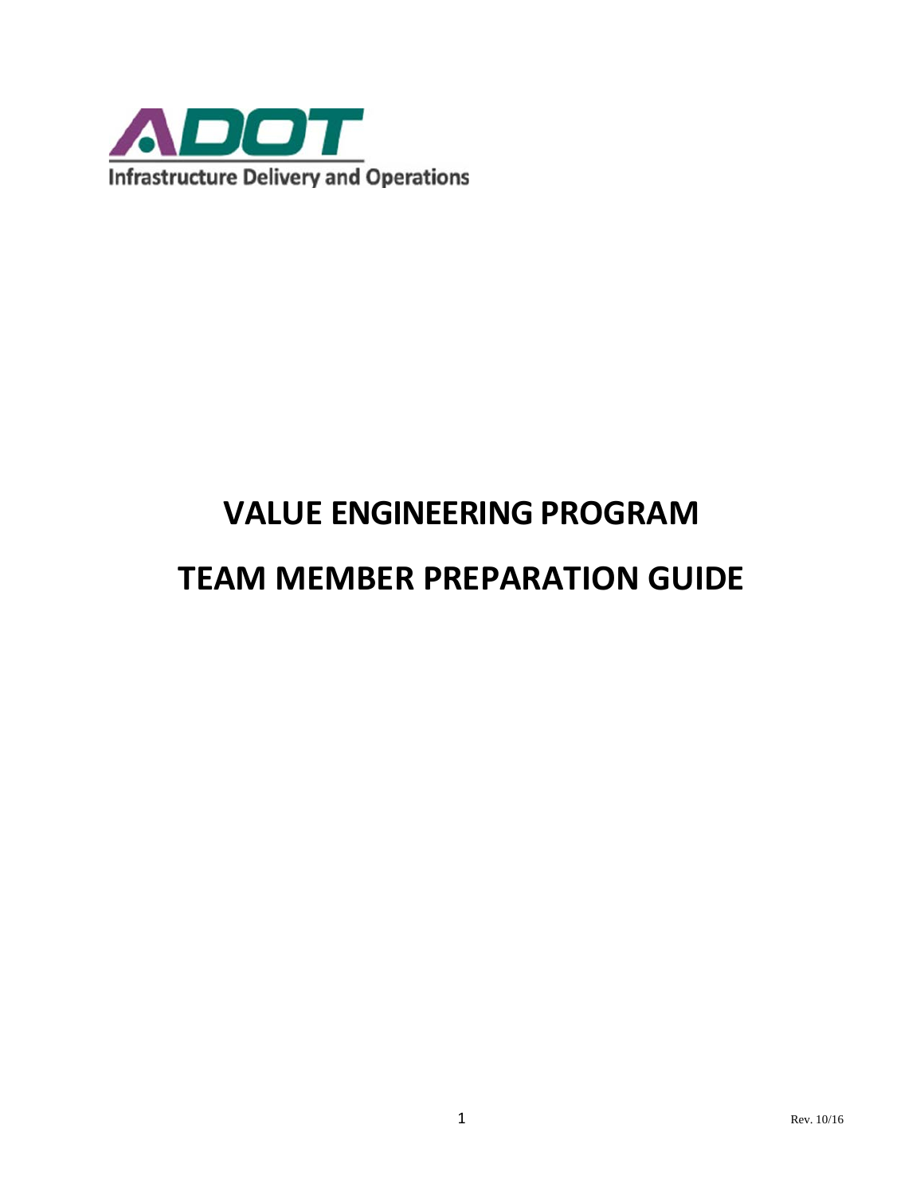ADOT

Infrastructure Delivery and Operations

# VALUE ENGINEERING PROGRAM

# TEAM MEMBER PREPARATION GUIDE

Rev. 10/16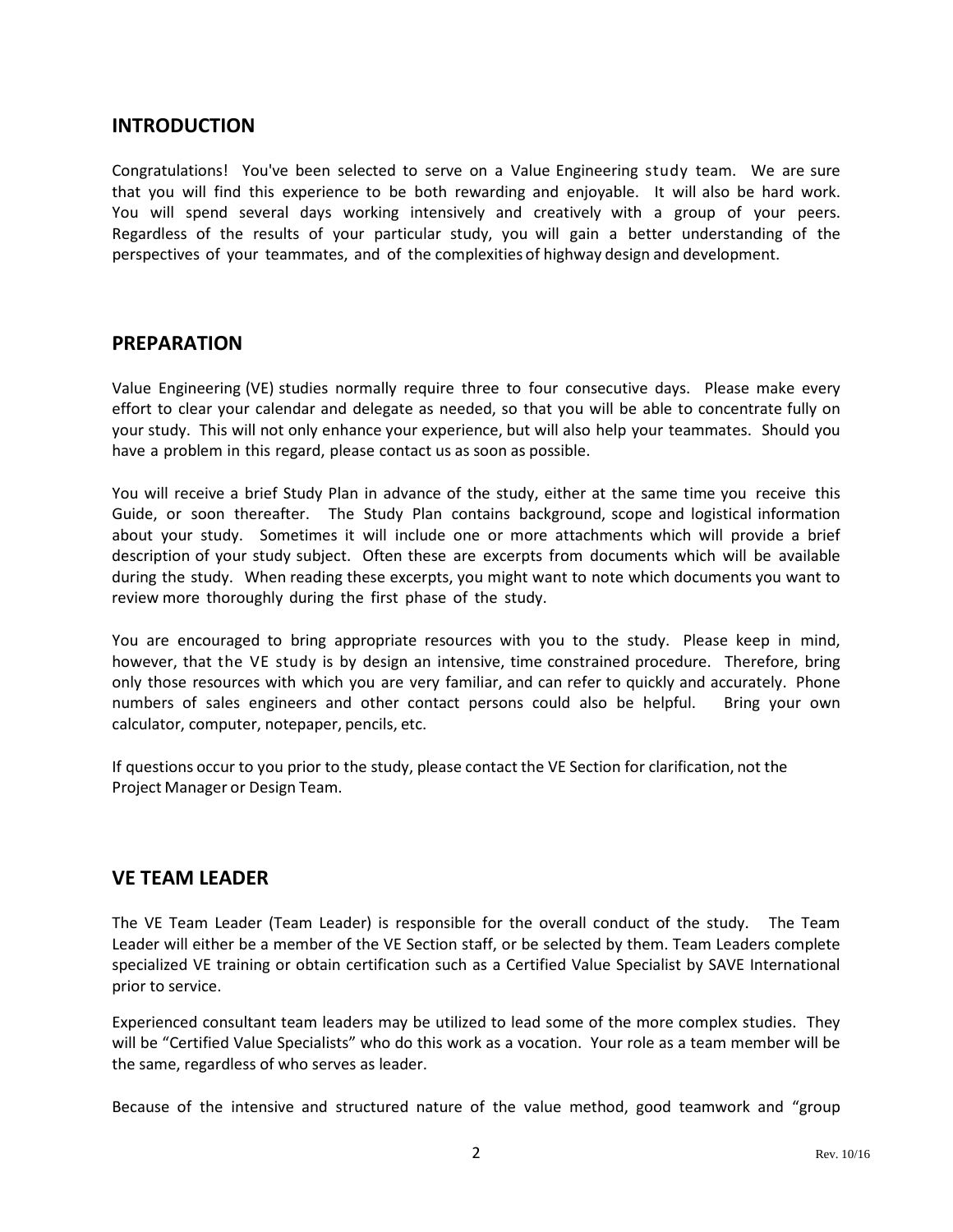## INTRODUCTION

Congratulations! You've been selected to serve on a Value Engineering study team. We are sure that you will find this experience to be both rewarding and enjoyable. It will also be hard work. You will spend several days working intensively and creatively with a group of your peers. Regardless of the results of your particular study, you will gain a better understanding of the perspectives of your teammates, and of the complexities of highway design and development.

## PREPARATION

Value Engineering (VE) studies normally require three to four consecutive days. Please make every effort to clear your calendar and delegate as needed, so that you will be able to concentrate fully on your study. This will not only enhance your experience, but will also help your teammates. Should you have a problem in this regard, please contact us as soon as possible.

You will receive a brief Study Plan in advance of the study, either at the same time you receive this Guide, or soon thereafter. The Study Plan contains background, scope and logistical information about your study. Sometimes it will include one or more attachments which will provide a brief description of your study subject. Often these are excerpts from documents which will be available during the study. When reading these excerpts, you might want to note which documents you want to review more thoroughly during the first phase of the study.

You are encouraged to bring appropriate resources with you to the study. Please keep in mind, however, that the VE study is by design an intensive, time constrained procedure. Therefore, bring only those resources with which you are very familiar, and can refer to quickly and accurately. Phone numbers of sales engineers and other contact persons could also be helpful. Bring your own calculator, computer, notepaper, pencils, etc.

If questions occur to you prior to the study, please contact the VE Section for clarification, not the Project Manager or Design Team.

## VE TEAM LEADER

The VE Team Leader (Team Leader) is responsible for the overall conduct of the study. The Team Leader will either be a member of the VE Section staff, or be selected by them. Team Leaders complete specialized VE training or obtain certification such as a Certified Value Specialist by SAVE International prior to service.

Experienced consultant team leaders may be utilized to lead some of the more complex studies. They will be "Certified Value Specialists" who do this work as a vocation. Your role as a team member will be the same, regardless of who serves as leader.

Because of the intensive and structured nature of the value method, good teamwork and "group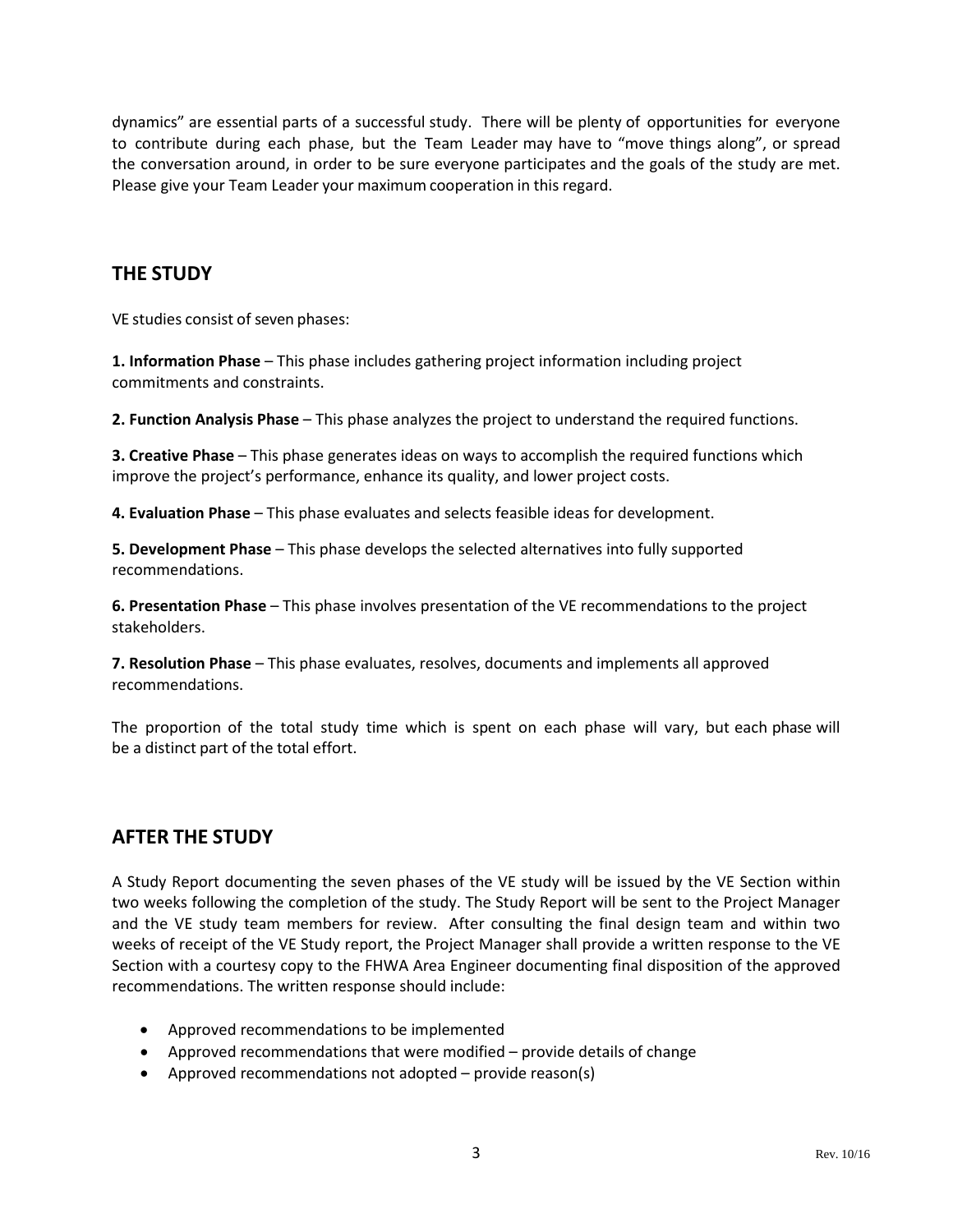dynamics" are essential parts of a successful study. There will be plenty of opportunities for everyone to contribute during each phase, but the Team Leader may have to "move things along", or spread the conversation around, in order to be sure everyone participates and the goals of the study are met. Please give your Team Leader your maximum cooperation in this regard.

## THE STUDY

VE studies consist of seven phases:

**1. Information Phase** – This phase includes gathering project information including project commitments and constraints.

**2. Function Analysis Phase** – This phase analyzes the project to understand the required functions.

**3. Creative Phase** – This phase generates ideas on ways to accomplish the required functions which improve the project's performance, enhance its quality, and lower project costs.

**4. Evaluation Phase** – This phase evaluates and selects feasible ideas for development.

**5. Development Phase** – This phase develops the selected alternatives into fully supported recommendations.

**6. Presentation Phase** – This phase involves presentation of the VE recommendations to the project stakeholders.

**7. Resolution Phase** – This phase evaluates, resolves, documents and implements all approved recommendations.

The proportion of the total study time which is spent on each phase will vary, but each phase will be a distinct part of the total effort.

## AFTER THE STUDY

A Study Report documenting the seven phases of the VE study will be issued by the VE Section within two weeks following the completion of the study. The Study Report will be sent to the Project Manager and the VE study team members for review. After consulting the final design team and within two weeks of receipt of the VE Study report, the Project Manager shall provide a written response to the VE Section with a courtesy copy to the FHWA Area Engineer documenting final disposition of the approved recommendations. The written response should include:

- Approved recommendations to be implemented
- Approved recommendations that were modified – provide details of change
- Approved recommendations not adopted – provide reason(s)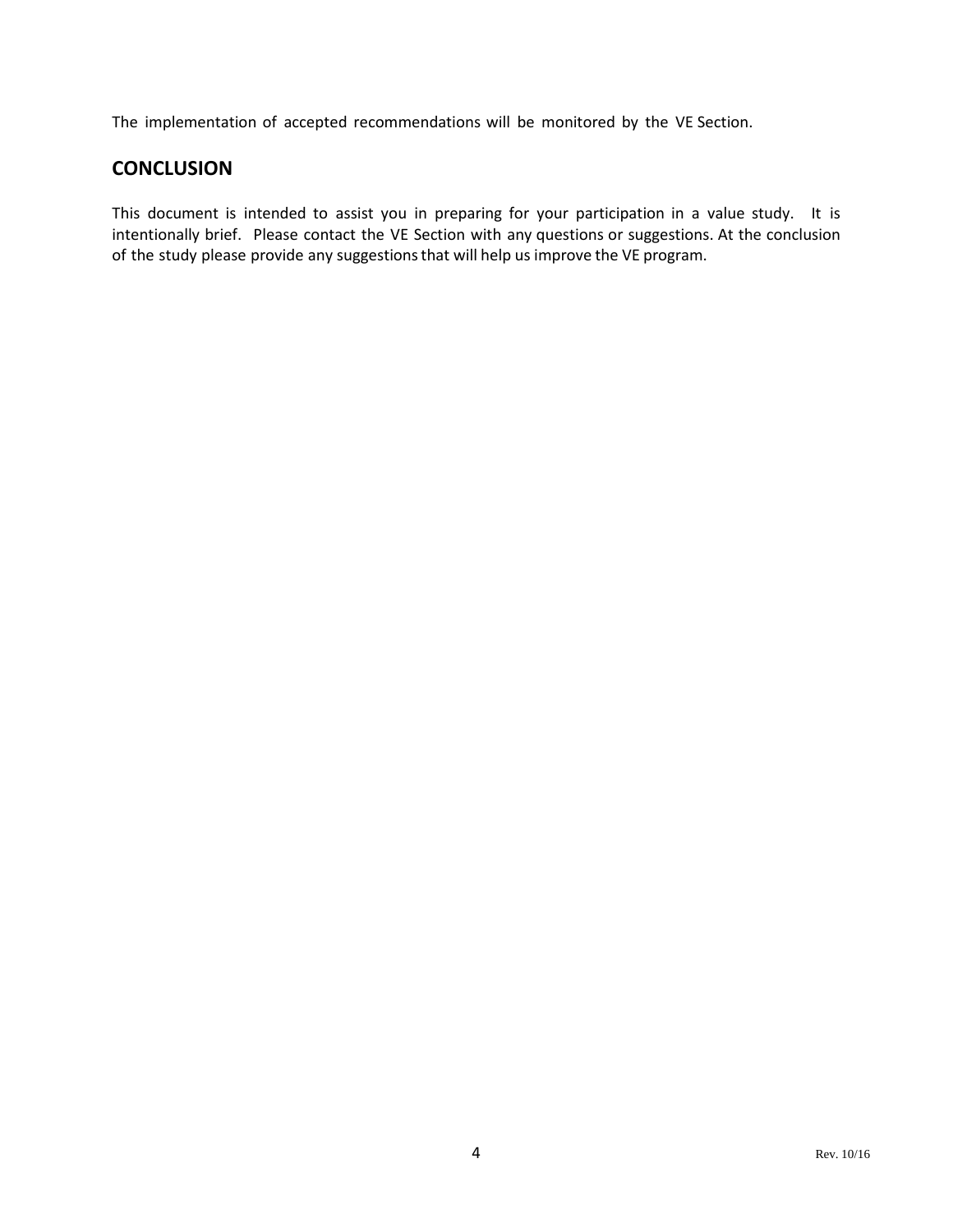The implementation of accepted recommendations will be monitored by the VE Section.

## CONCLUSION

This document is intended to assist you in preparing for your participation in a value study. It is intentionally brief. Please contact the VE Section with any questions or suggestions. At the conclusion of the study please provide any suggestions that will help us improve the VE program.